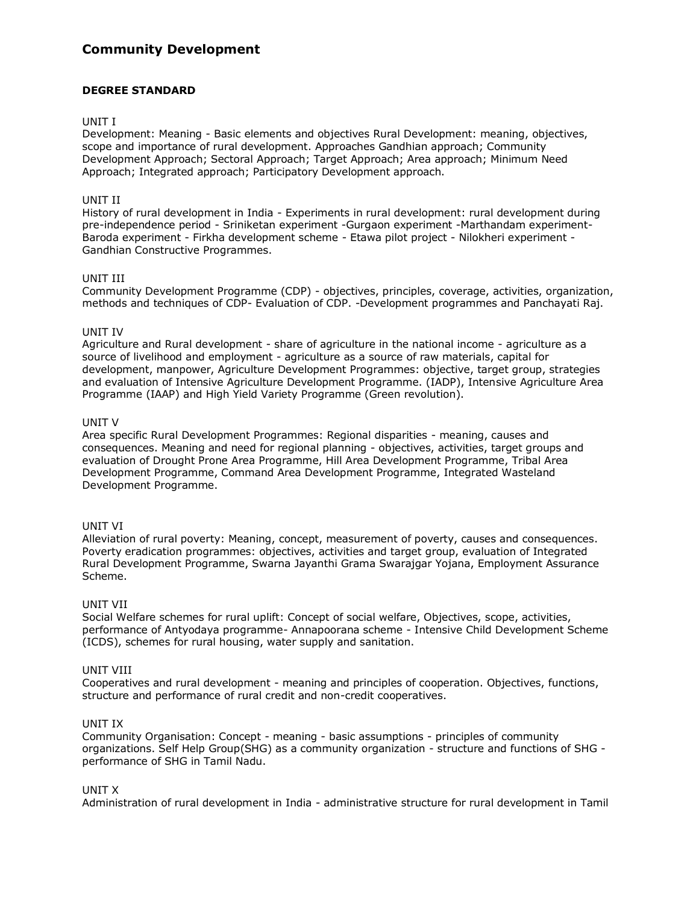# Community Development

**DEGREE STANDARD**

UNIT I

Development: Meaning - Basic elements and objectives Rural Development: meaning, objectives, scope and importance of rural development. Approaches Gandhian approach; Community Development Approach; Sectoral Approach; Target Approach; Area approach; Minimum Need Approach; Integrated approach; Participatory Development approach.

UNIT II

History of rural development in India - Experiments in rural development: rural development during pre-independence period - Sriniketan experiment -Gurgaon experiment -Marthandam experiment-Baroda experiment - Firkha development scheme - Etawa pilot project - Nilokheri experiment - Gandhian Constructive Programmes.

UNIT III

Community Development Programme (CDP) - objectives, principles, coverage, activities, organization, methods and techniques of CDP- Evaluation of CDP. -Development programmes and Panchayati Raj.

UNIT IV

Agriculture and Rural development - share of agriculture in the national income - agriculture as a source of livelihood and employment - agriculture as a source of raw materials, capital for development, manpower, Agriculture Development Programmes: objective, target group, strategies and evaluation of Intensive Agriculture Development Programme. (IADP), Intensive Agriculture Area Programme (IAAP) and High Yield Variety Programme (Green revolution).

UNIT V

Area specific Rural Development Programmes: Regional disparities - meaning, causes and consequences. Meaning and need for regional planning - objectives, activities, target groups and evaluation of Drought Prone Area Programme, Hill Area Development Programme, Tribal Area Development Programme, Command Area Development Programme, Integrated Wasteland Development Programme.

UNIT VI

Alleviation of rural poverty: Meaning, concept, measurement of poverty, causes and consequences. Poverty eradication programmes: objectives, activities and target group, evaluation of Integrated Rural Development Programme, Swarna Jayanthi Grama Swarajgar Yojana, Employment Assurance Scheme.

UNIT VII

Social Welfare schemes for rural uplift: Concept of social welfare, Objectives, scope, activities, performance of Antyodaya programme- Annapoorana scheme - Intensive Child Development Scheme (ICDS), schemes for rural housing, water supply and sanitation.

UNIT VIII

Cooperatives and rural development - meaning and principles of cooperation. Objectives, functions, structure and performance of rural credit and non-credit cooperatives.

UNIT IX

Community Organisation: Concept - meaning - basic assumptions - principles of community organizations. Self Help Group(SHG) as a community organization - structure and functions of SHG - performance of SHG in Tamil Nadu.

UNIT X

Administration of rural development in India - administrative structure for rural development in Tamil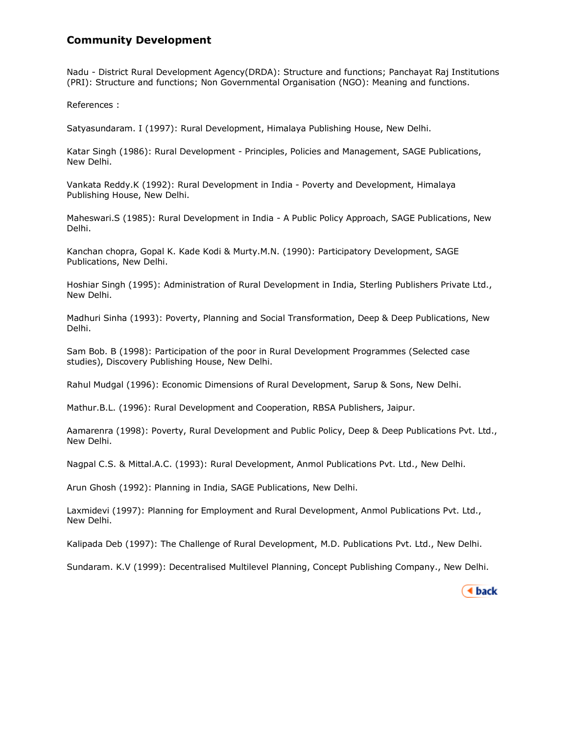## Community Development

Nadu - District Rural Development Agency(DRDA): Structure and functions; Panchayat Raj Institutions (PRI): Structure and functions; Non Governmental Organisation (NGO): Meaning and functions.

References :

Satyasundaram. I (1997): Rural Development, Himalaya Publishing House, New Delhi.

Katar Singh (1986): Rural Development - Principles, Policies and Management, SAGE Publications, New Delhi.

Vankata Reddy.K (1992): Rural Development in India - Poverty and Development, Himalaya Publishing House, New Delhi.

Maheswari.S (1985): Rural Development in India - A Public Policy Approach, SAGE Publications, New Delhi.

Kanchan chopra, Gopal K. Kade Kodi & Murty.M.N. (1990): Participatory Development, SAGE Publications, New Delhi.

Hoshiar Singh (1995): Administration of Rural Development in India, Sterling Publishers Private Ltd., New Delhi.

Madhuri Sinha (1993): Poverty, Planning and Social Transformation, Deep & Deep Publications, New Delhi.

Sam Bob. B (1998): Participation of the poor in Rural Development Programmes (Selected case studies), Discovery Publishing House, New Delhi.

Rahul Mudgal (1996): Economic Dimensions of Rural Development, Sarup & Sons, New Delhi.

Mathur.B.L. (1996): Rural Development and Cooperation, RBSA Publishers, Jaipur.

Aamarenra (1998): Poverty, Rural Development and Public Policy, Deep & Deep Publications Pvt. Ltd., New Delhi.

Nagpal C.S. & Mittal.A.C. (1993): Rural Development, Anmol Publications Pvt. Ltd., New Delhi.

Arun Ghosh (1992): Planning in India, SAGE Publications, New Delhi.

Laxmidevi (1997): Planning for Employment and Rural Development, Anmol Publications Pvt. Ltd., New Delhi.

Kalipada Deb (1997): The Challenge of Rural Development, M.D. Publications Pvt. Ltd., New Delhi.

Sundaram. K.V (1999): Decentralised Multilevel Planning, Concept Publishing Company., New Delhi.